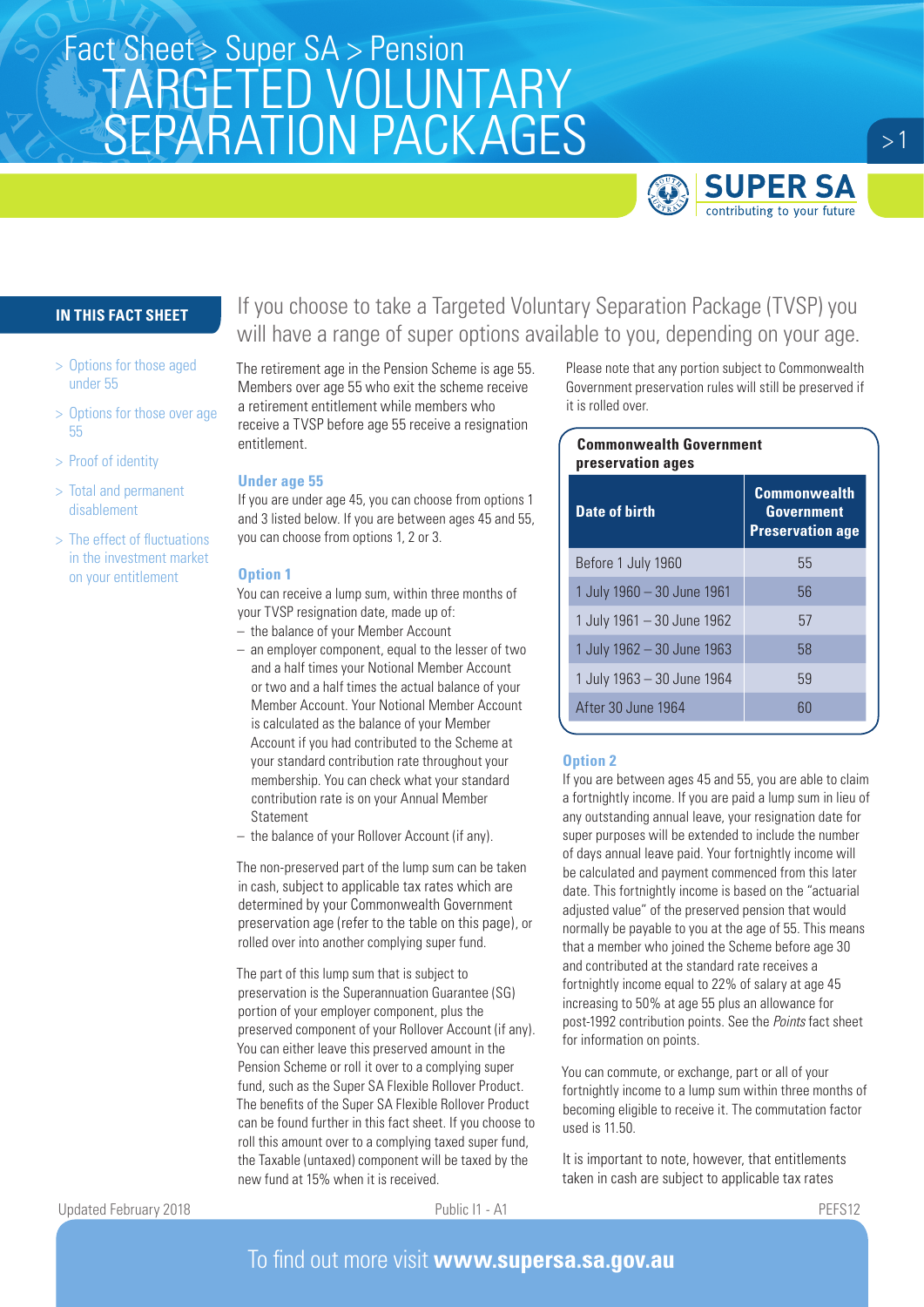Fact Sheet > Super SA > Pension

# TARGETED VOLUNTARY SEPARATION PACKAGES

**IN THIS FACT SHEET**

- > Options for those aged under 55
- > Options for those over age 55
- > Proof of identity
- > Total and permanent disablement
- > The effect of fluctuations in the investment market on your entitlement

If you choose to take a Targeted Voluntary Separation Package (TVSP) you will have a range of super options available to you, depending on your age.

The retirement age in the Pension Scheme is age 55. Members over age 55 who exit the scheme receive a retirement entitlement while members who receive a TVSP before age 55 receive a resignation entitlement.

## Under age 55

If you are under age 45, you can choose from options 1 and 3 listed below. If you are between ages 45 and 55, you can choose from options 1, 2 or 3.

### Option 1

You can receive a lump sum, within three months of your TVSP resignation date, made up of:

- the balance of your Member Account
- an employer component, equal to the lesser of two and a half times your Notional Member Account or two and a half times the actual balance of your Member Account. Your Notional Member Account is calculated as the balance of your Member Account if you had contributed to the Scheme at your standard contribution rate throughout your membership. You can check what your standard contribution rate is on your Annual Member Statement
- the balance of your Rollover Account (if any).

The non-preserved part of the lump sum can be taken in cash, subject to applicable tax rates which are determined by your Commonwealth Government preservation age (refer to the table on this page), or rolled over into another complying super fund.

The part of this lump sum that is subject to preservation is the Superannuation Guarantee (SG) portion of your employer component, plus the preserved component of your Rollover Account (if any). You can either leave this preserved amount in the Pension Scheme or roll it over to a complying super fund, such as the Super SA Flexible Rollover Product. The benefits of the Super SA Flexible Rollover Product can be found further in this fact sheet. If you choose to roll this amount over to a complying taxed super fund, the Taxable (untaxed) component will be taxed by the new fund at 15% when it is received.

Please note that any portion subject to Commonwealth Government preservation rules will still be preserved if it is rolled over.

**Commonwealth Government preservation ages**

| Date of birth | Commonwealth Government Preservation age |
|---|---|
| Before 1 July 1960 | 55 |
| 1 July 1960 – 30 June 1961 | 56 |
| 1 July 1961 – 30 June 1962 | 57 |
| 1 July 1962 – 30 June 1963 | 58 |
| 1 July 1963 – 30 June 1964 | 59 |
| After 30 June 1964 | 60 |

### Option 2

If you are between ages 45 and 55, you are able to claim a fortnightly income. If you are paid a lump sum in lieu of any outstanding annual leave, your resignation date for super purposes will be extended to include the number of days annual leave paid. Your fortnightly income will be calculated and payment commenced from this later date. This fortnightly income is based on the "actuarial adjusted value" of the preserved pension that would normally be payable to you at the age of 55. This means that a member who joined the Scheme before age 30 and contributed at the standard rate receives a fortnightly income equal to 22% of salary at age 45 increasing to 50% at age 55 plus an allowance for post-1992 contribution points. See the *Points* fact sheet for information on points.

You can commute, or exchange, part or all of your fortnightly income to a lump sum within three months of becoming eligible to receive it. The commutation factor used is 11.50.

It is important to note, however, that entitlements taken in cash are subject to applicable tax rates

Updated February 2018 | Public I1 - A1 | PEFS12

To find out more visit **www.supersa.sa.gov.au**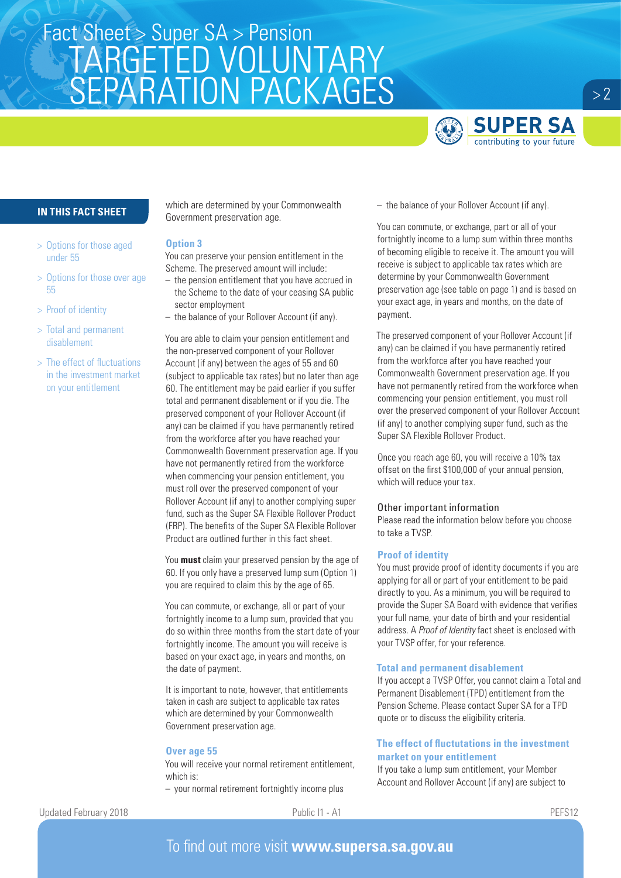## IN THIS FACT SHEET

- > Options for those aged under 55
- > Options for those over age 55
- > Proof of identity
- > Total and permanent disablement
- > The effect of fluctuations in the investment market on your entitlement

which are determined by your Commonwealth Government preservation age.

### Option 3

You can preserve your pension entitlement in the Scheme. The preserved amount will include:

- the pension entitlement that you have accrued in the Scheme to the date of your ceasing SA public sector employment
- the balance of your Rollover Account (if any).

You are able to claim your pension entitlement and the non-preserved component of your Rollover Account (if any) between the ages of 55 and 60 (subject to applicable tax rates) but no later than age 60. The entitlement may be paid earlier if you suffer total and permanent disablement or if you die. The preserved component of your Rollover Account (if any) can be claimed if you have permanently retired from the workforce after you have reached your Commonwealth Government preservation age. If you have not permanently retired from the workforce when commencing your pension entitlement, you must roll over the preserved component of your Rollover Account (if any) to another complying super fund, such as the Super SA Flexible Rollover Product (FRP). The benefits of the Super SA Flexible Rollover Product are outlined further in this fact sheet.

You **must** claim your preserved pension by the age of 60. If you only have a preserved lump sum (Option 1) you are required to claim this by the age of 65.

You can commute, or exchange, all or part of your fortnightly income to a lump sum, provided that you do so within three months from the start date of your fortnightly income. The amount you will receive is based on your exact age, in years and months, on the date of payment.

It is important to note, however, that entitlements taken in cash are subject to applicable tax rates which are determined by your Commonwealth Government preservation age.

### Over age 55

You will receive your normal retirement entitlement, which is:

- your normal retirement fortnightly income plus
- the balance of your Rollover Account (if any).

You can commute, or exchange, part or all of your fortnightly income to a lump sum within three months of becoming eligible to receive it. The amount you will receive is subject to applicable tax rates which are determine by your Commonwealth Government preservation age (see table on page 1) and is based on your exact age, in years and months, on the date of payment.

The preserved component of your Rollover Account (if any) can be claimed if you have permanently retired from the workforce after you have reached your Commonwealth Government preservation age. If you have not permanently retired from the workforce when commencing your pension entitlement, you must roll over the preserved component of your Rollover Account (if any) to another complying super fund, such as the Super SA Flexible Rollover Product.

Once you reach age 60, you will receive a 10% tax offset on the first $100,000 of your annual pension, which will reduce your tax.

## Other important information

Please read the information below before you choose to take a TVSP.

### Proof of identity

You must provide proof of identity documents if you are applying for all or part of your entitlement to be paid directly to you. As a minimum, you will be required to provide the Super SA Board with evidence that verifies your full name, your date of birth and your residential address. A *Proof of Identity* fact sheet is enclosed with your TVSP offer, for your reference.

### Total and permanent disablement

If you accept a TVSP Offer, you cannot claim a Total and Permanent Disablement (TPD) entitlement from the Pension Scheme. Please contact Super SA for a TPD quote or to discuss the eligibility criteria.

### The effect of fluctuations in the investment market on your entitlement

If you take a lump sum entitlement, your Member Account and Rollover Account (if any) are subject to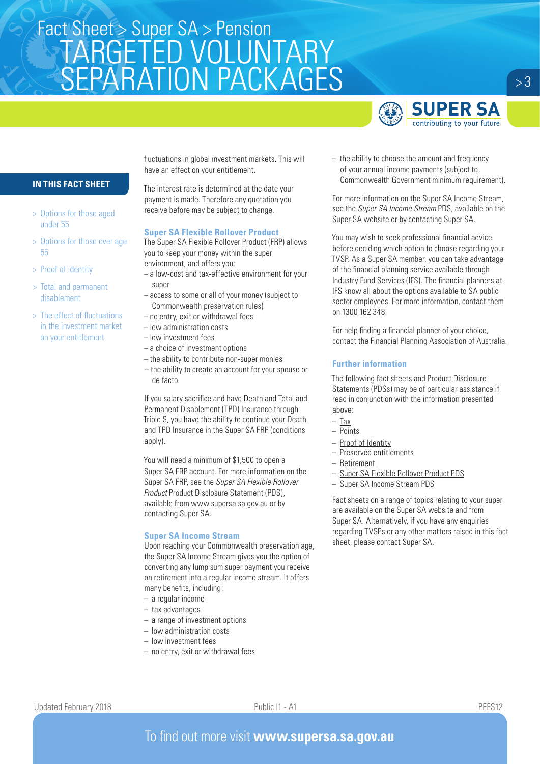# Fact Sheet > Super SA > Pension

# TARGETED VOLUNTARY SEPARATION PACKAGES

## IN THIS FACT SHEET

- > Options for those aged under 55
- > Options for those over age 55
- > Proof of identity
- > Total and permanent disablement
- > The effect of fluctuations in the investment market on your entitlement

fluctuations in global investment markets. This will have an effect on your entitlement.

The interest rate is determined at the date your payment is made. Therefore any quotation you receive before may be subject to change.

### Super SA Flexible Rollover Product

The Super SA Flexible Rollover Product (FRP) allows you to keep your money within the super environment, and offers you:

- a low-cost and tax-effective environment for your super
- access to some or all of your money (subject to Commonwealth preservation rules)
- no entry, exit or withdrawal fees
- low administration costs
- low investment fees
- a choice of investment options
- the ability to contribute non-super monies
- the ability to create an account for your spouse or de facto.

If you salary sacrifice and have Death and Total and Permanent Disablement (TPD) Insurance through Triple S, you have the ability to continue your Death and TPD Insurance in the Super SA FRP (conditions apply).

You will need a minimum of $1,500 to open a Super SA FRP account. For more information on the Super SA FRP, see the *Super SA Flexible Rollover Product* Product Disclosure Statement (PDS), available from www.supersa.sa.gov.au or by contacting Super SA.

### Super SA Income Stream

Upon reaching your Commonwealth preservation age, the Super SA Income Stream gives you the option of converting any lump sum super payment you receive on retirement into a regular income stream. It offers many benefits, including:

- a regular income
- tax advantages
- a range of investment options
- low administration costs
- low investment fees
- no entry, exit or withdrawal fees
- the ability to choose the amount and frequency of your annual income payments (subject to Commonwealth Government minimum requirement).

For more information on the Super SA Income Stream, see the *Super SA Income Stream* PDS, available on the Super SA website or by contacting Super SA.

You may wish to seek professional financial advice before deciding which option to choose regarding your TVSP. As a Super SA member, you can take advantage of the financial planning service available through Industry Fund Services (IFS). The financial planners at IFS know all about the options available to SA public sector employees. For more information, contact them on 1300 162 348.

For help finding a financial planner of your choice, contact the Financial Planning Association of Australia.

### Further information

The following fact sheets and Product Disclosure Statements (PDSs) may be of particular assistance if read in conjunction with the information presented above:

- Tax
- Points
- Proof of Identity
- Preserved entitlements
- Retirement
- Super SA Flexible Rollover Product PDS
- Super SA Income Stream PDS

Fact sheets on a range of topics relating to your super are available on the Super SA website and from Super SA. Alternatively, if you have any enquiries regarding TVSPs or any other matters raised in this fact sheet, please contact Super SA.

Updated February 2018

To find out more visit **www.supersa.sa.gov.au**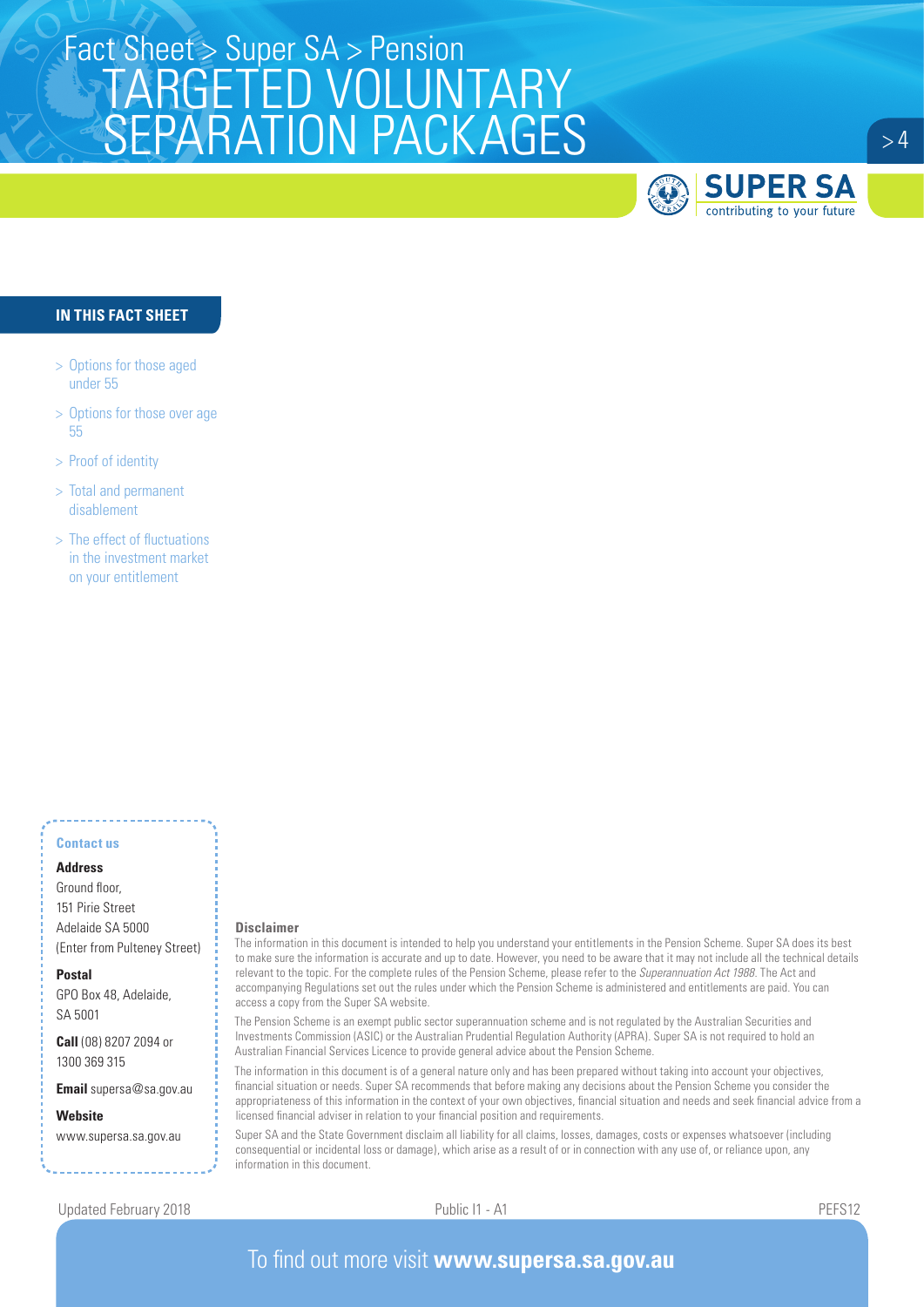# Fact Sheet > Super SA > Pension
# TARGETED VOLUNTARY SEPARATION PACKAGES

SUPER SA
contributing to your future

## IN THIS FACT SHEET

- > Options for those aged under 55
- > Options for those over age 55
- > Proof of identity
- > Total and permanent disablement
- > The effect of fluctuations in the investment market on your entitlement

**Contact us**

**Address**
Ground floor,
151 Pirie Street
Adelaide SA 5000
(Enter from Pulteney Street)

**Postal**
GPO Box 48, Adelaide,
SA 5001

**Call** (08) 8207 2094 or
1300 369 315

**Email** supersa@sa.gov.au

**Website**
www.supersa.sa.gov.au

**Disclaimer**

The information in this document is intended to help you understand your entitlements in the Pension Scheme. Super SA does its best to make sure the information is accurate and up to date. However, you need to be aware that it may not include all the technical details relevant to the topic. For the complete rules of the Pension Scheme, please refer to the *Superannuation Act 1988*. The Act and accompanying Regulations set out the rules under which the Pension Scheme is administered and entitlements are paid. You can access a copy from the Super SA website.

The Pension Scheme is an exempt public sector superannuation scheme and is not regulated by the Australian Securities and Investments Commission (ASIC) or the Australian Prudential Regulation Authority (APRA). Super SA is not required to hold an Australian Financial Services Licence to provide general advice about the Pension Scheme.

The information in this document is of a general nature only and has been prepared without taking into account your objectives, financial situation or needs. Super SA recommends that before making any decisions about the Pension Scheme you consider the appropriateness of this information in the context of your own objectives, financial situation and needs and seek financial advice from a licensed financial adviser in relation to your financial position and requirements.

Super SA and the State Government disclaim all liability for all claims, losses, damages, costs or expenses whatsoever (including consequential or incidental loss or damage), which arise as a result of or in connection with any use of, or reliance upon, any information in this document.

Updated February 2018 | Public I1 - A1 | PEFS12

To find out more visit **www.supersa.sa.gov.au**